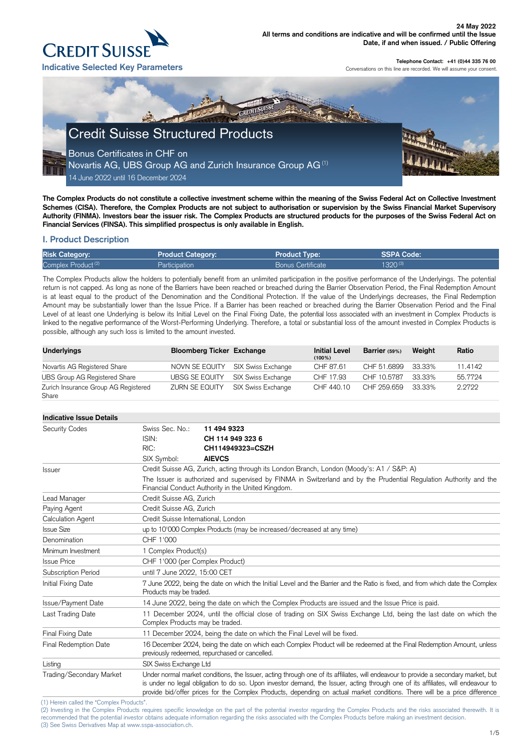24 May 2022
**All terms and conditions are indicative and will be confirmed until the Issue Date, if and when issued. / Public Offering**

**Telephone Contact: +41 (0)44 335 76 00**
Conversations on this line are recorded. We will assume your consent.

CREDIT SUISSE

**Indicative Selected Key Parameters**

# Credit Suisse Structured Products

Bonus Certificates in CHF on
Novartis AG, UBS Group AG and Zurich Insurance Group AG [1]
14 June 2022 until 16 December 2024

**The Complex Products do not constitute a collective investment scheme within the meaning of the Swiss Federal Act on Collective Investment Schemes (CISA). Therefore, the Complex Products are not subject to authorisation or supervision by the Swiss Financial Market Supervisory Authority (FINMA). Investors bear the issuer risk. The Complex Products are structured products for the purposes of the Swiss Federal Act on Financial Services (FINSA). This simplified prospectus is only available in English.**

## I. Product Description

| Risk Category: | Product Category: | Product Type: | SSPA Code: |
|---|---|---|---|
| Complex Product [2] | Participation | Bonus Certificate | 1320 [3] |

The Complex Products allow the holders to potentially benefit from an unlimited participation in the positive performance of the Underlyings. The potential return is not capped. As long as none of the Barriers have been reached or breached during the Barrier Observation Period, the Final Redemption Amount is at least equal to the product of the Denomination and the Conditional Protection. If the value of the Underlyings decreases, the Final Redemption Amount may be substantially lower than the Issue Price. If a Barrier has been reached or breached during the Barrier Observation Period and the Final Level of at least one Underlying is below its Initial Level on the Final Fixing Date, the potential loss associated with an investment in Complex Products is linked to the negative performance of the Worst-Performing Underlying. Therefore, a total or substantial loss of the amount invested in Complex Products is possible, although any such loss is limited to the amount invested.

| Underlyings | Bloomberg Ticker | Exchange | Initial Level (100%) | Barrier (59%) | Weight | Ratio |
|---|---|---|---|---|---|---|
| Novartis AG Registered Share | NOVN SE EQUITY | SIX Swiss Exchange | CHF 87.61 | CHF 51.6899 | 33.33% | 11.4142 |
| UBS Group AG Registered Share | UBSG SE EQUITY | SIX Swiss Exchange | CHF 17.93 | CHF 10.5787 | 33.33% | 55.7724 |
| Zurich Insurance Group AG Registered Share | ZURN SE EQUITY | SIX Swiss Exchange | CHF 440.10 | CHF 259.659 | 33.33% | 2.2722 |

| Indicative Issue Details | | |
|---|---|---|
| Security Codes | Swiss Sec. No.: | **11 494 9323** |
| | ISIN: | **CH 114 949 323 6** |
| | RIC: | **CH114949323=CSZH** |
| | SIX Symbol: | **AIEVCS** |
| Issuer | Credit Suisse AG, Zurich, acting through its London Branch, London (Moody's: A1 / S&P: A) | |
| | The Issuer is authorized and supervised by FINMA in Switzerland and by the Prudential Regulation Authority and the Financial Conduct Authority in the United Kingdom. | |
| Lead Manager | Credit Suisse AG, Zurich | |
| Paying Agent | Credit Suisse AG, Zurich | |
| Calculation Agent | Credit Suisse International, London | |
| Issue Size | up to 10'000 Complex Products (may be increased/decreased at any time) | |
| Denomination | CHF 1'000 | |
| Minimum Investment | 1 Complex Product(s) | |
| Issue Price | CHF 1'000 (per Complex Product) | |
| Subscription Period | until 7 June 2022, 15:00 CET | |
| Initial Fixing Date | 7 June 2022, being the date on which the Initial Level and the Barrier and the Ratio is fixed, and from which date the Complex Products may be traded. | |
| Issue/Payment Date | 14 June 2022, being the date on which the Complex Products are issued and the Issue Price is paid. | |
| Last Trading Date | 11 December 2024, until the official close of trading on SIX Swiss Exchange Ltd, being the last date on which the Complex Products may be traded. | |
| Final Fixing Date | 11 December 2024, being the date on which the Final Level will be fixed. | |
| Final Redemption Date | 16 December 2024, being the date on which each Complex Product will be redeemed at the Final Redemption Amount, unless previously redeemed, repurchased or cancelled. | |
| Listing | SIX Swiss Exchange Ltd | |
| Trading/Secondary Market | Under normal market conditions, the Issuer, acting through one of its affiliates, will endeavour to provide a secondary market, but is under no legal obligation to do so. Upon investor demand, the Issuer, acting through one of its affiliates, will endeavour to provide bid/offer prices for the Complex Products, depending on actual market conditions. There will be a price difference | |

(1) Herein called the "Complex Products".
(2) Investing in the Complex Products requires specific knowledge on the part of the potential investor regarding the Complex Products and the risks associated therewith. It is recommended that the potential investor obtains adequate information regarding the risks associated with the Complex Products before making an investment decision.
(3) See Swiss Derivatives Map at www.sspa-association.ch.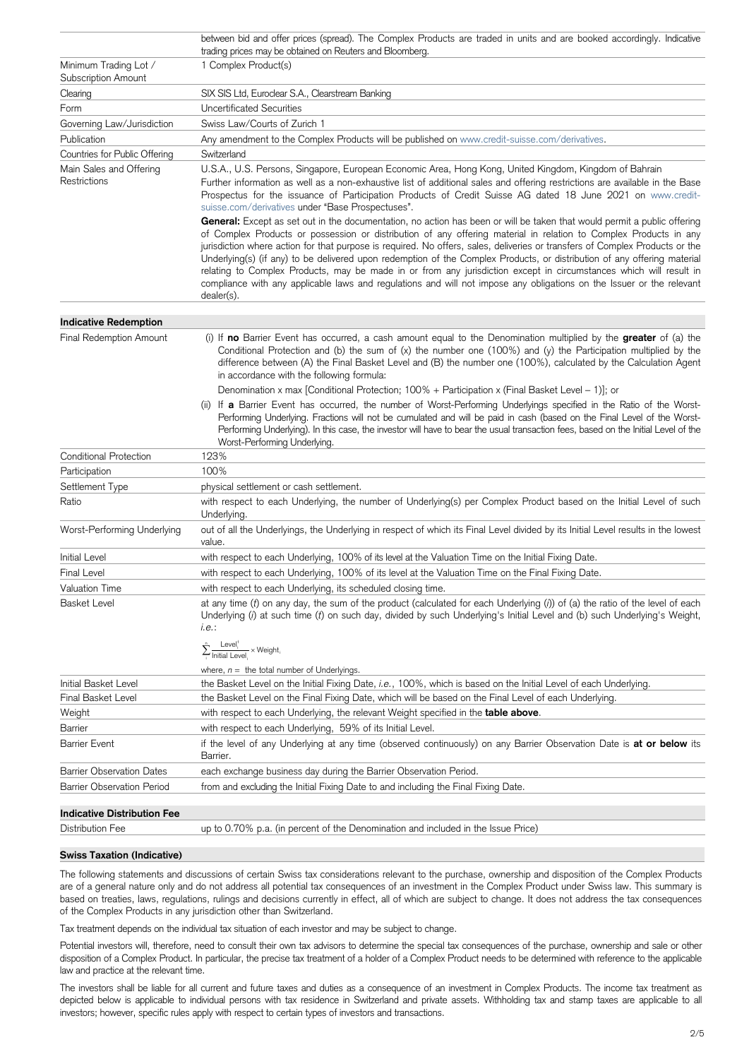| | |
|---|---|
| | between bid and offer prices (spread). The Complex Products are traded in units and are booked accordingly. Indicative trading prices may be obtained on Reuters and Bloomberg. |
| Minimum Trading Lot / Subscription Amount | 1 Complex Product(s) |
| Clearing | SIX SIS Ltd, Euroclear S.A., Clearstream Banking |
| Form | Uncertificated Securities |
| Governing Law/Jurisdiction | Swiss Law/Courts of Zurich 1 |
| Publication | Any amendment to the Complex Products will be published on www.credit-suisse.com/derivatives. |
| Countries for Public Offering | Switzerland |
| Main Sales and Offering Restrictions | U.S.A., U.S. Persons, Singapore, European Economic Area, Hong Kong, United Kingdom, Kingdom of Bahrain<br>Further information as well as a non-exhaustive list of additional sales and offering restrictions are available in the Base Prospectus for the issuance of Participation Products of Credit Suisse AG dated 18 June 2021 on www.credit-suisse.com/derivatives under "Base Prospectuses".<br>**General:** Except as set out in the documentation, no action has been or will be taken that would permit a public offering of Complex Products or possession or distribution of any offering material in relation to Complex Products in any jurisdiction where action for that purpose is required. No offers, sales, deliveries or transfers of Complex Products or the Underlying(s) (if any) to be delivered upon redemption of the Complex Products, or distribution of any offering material relating to Complex Products, may be made in or from any jurisdiction except in circumstances which will result in compliance with any applicable laws and regulations and will not impose any obligations on the Issuer or the relevant dealer(s). |

**Indicative Redemption**

| | |
|---|---|
| Final Redemption Amount | (i) If **no** Barrier Event has occurred, a cash amount equal to the Denomination multiplied by the **greater** of (a) the Conditional Protection and (b) the sum of (x) the number one (100%) and (y) the Participation multiplied by the difference between (A) the Final Basket Level and (B) the number one (100%), calculated by the Calculation Agent in accordance with the following formula:<br>Denomination x max [Conditional Protection; 100% + Participation x (Final Basket Level – 1)]; or<br>(ii) If **a** Barrier Event has occurred, the number of Worst-Performing Underlyings specified in the Ratio of the Worst-Performing Underlying. Fractions will not be cumulated and will be paid in cash (based on the Final Level of the Worst-Performing Underlying). In this case, the investor will have to bear the usual transaction fees, based on the Initial Level of the Worst-Performing Underlying. |
| Conditional Protection | 123% |
| Participation | 100% |
| Settlement Type | physical settlement or cash settlement. |
| Ratio | with respect to each Underlying, the number of Underlying(s) per Complex Product based on the Initial Level of such Underlying. |
| Worst-Performing Underlying | out of all the Underlyings, the Underlying in respect of which its Final Level divided by its Initial Level results in the lowest value. |
| Initial Level | with respect to each Underlying, 100% of its level at the Valuation Time on the Initial Fixing Date. |
| Final Level | with respect to each Underlying, 100% of its level at the Valuation Time on the Final Fixing Date. |
| Valuation Time | with respect to each Underlying, its scheduled closing time. |
| Basket Level | at any time (*t*) on any day, the sum of the product (calculated for each Underlying (*i*)) of (a) the ratio of the level of each Underlying (*i*) at such time (*t*) on such day, divided by such Underlying's Initial Level and (b) such Underlying's Weight, *i.e.*:<br>$\sum_{i}^{n} \frac{\text{Level}_i^t}{\text{Initial Level}_i} \times \text{Weight}_i$<br>where, $n$ = the total number of Underlyings. |
| Initial Basket Level | the Basket Level on the Initial Fixing Date, *i.e.*, 100%, which is based on the Initial Level of each Underlying. |
| Final Basket Level | the Basket Level on the Final Fixing Date, which will be based on the Final Level of each Underlying. |
| Weight | with respect to each Underlying, the relevant Weight specified in the **table above**. |
| Barrier | with respect to each Underlying, 59% of its Initial Level. |
| Barrier Event | if the level of any Underlying at any time (observed continuously) on any Barrier Observation Date is **at or below** its Barrier. |
| Barrier Observation Dates | each exchange business day during the Barrier Observation Period. |
| Barrier Observation Period | from and excluding the Initial Fixing Date to and including the Final Fixing Date. |

**Indicative Distribution Fee**

| | |
|---|---|
| Distribution Fee | up to 0.70% p.a. (in percent of the Denomination and included in the Issue Price) |

**Swiss Taxation (Indicative)**

The following statements and discussions of certain Swiss tax considerations relevant to the purchase, ownership and disposition of the Complex Products are of a general nature only and do not address all potential tax consequences of an investment in the Complex Product under Swiss law. This summary is based on treaties, laws, regulations, rulings and decisions currently in effect, all of which are subject to change. It does not address the tax consequences of the Complex Products in any jurisdiction other than Switzerland.

Tax treatment depends on the individual tax situation of each investor and may be subject to change.

Potential investors will, therefore, need to consult their own tax advisors to determine the special tax consequences of the purchase, ownership and sale or other disposition of a Complex Product. In particular, the precise tax treatment of a holder of a Complex Product needs to be determined with reference to the applicable law and practice at the relevant time.

The investors shall be liable for all current and future taxes and duties as a consequence of an investment in Complex Products. The income tax treatment as depicted below is applicable to individual persons with tax residence in Switzerland and private assets. Withholding tax and stamp taxes are applicable to all investors; however, specific rules apply with respect to certain types of investors and transactions.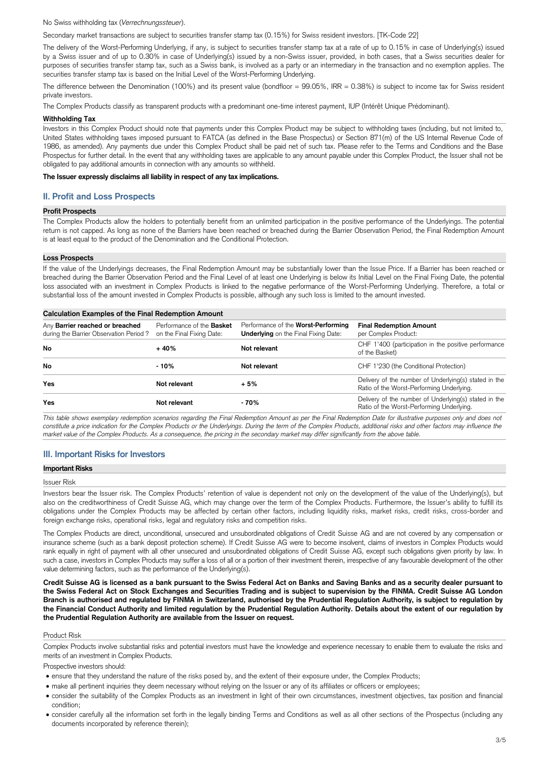No Swiss withholding tax (*Verrechnungssteuer*).

Secondary market transactions are subject to securities transfer stamp tax (0.15%) for Swiss resident investors. [TK-Code 22]

The delivery of the Worst-Performing Underlying, if any, is subject to securities transfer stamp tax at a rate of up to 0.15% in case of Underlying(s) issued by a Swiss issuer and of up to 0.30% in case of Underlying(s) issued by a non-Swiss issuer, provided, in both cases, that a Swiss securities dealer for purposes of securities transfer stamp tax, such as a Swiss bank, is involved as a party or an intermediary in the transaction and no exemption applies. The securities transfer stamp tax is based on the Initial Level of the Worst-Performing Underlying.

The difference between the Denomination (100%) and its present value (bondfloor = 99.05%, IRR = 0.38%) is subject to income tax for Swiss resident private investors.

The Complex Products classify as transparent products with a predominant one-time interest payment, IUP (Intérêt Unique Prédominant).

**Withholding Tax**

Investors in this Complex Product should note that payments under this Complex Product may be subject to withholding taxes (including, but not limited to, United States withholding taxes imposed pursuant to FATCA (as defined in the Base Prospectus) or Section 871(m) of the US Internal Revenue Code of 1986, as amended). Any payments due under this Complex Product shall be paid net of such tax. Please refer to the Terms and Conditions and the Base Prospectus for further detail. In the event that any withholding taxes are applicable to any amount payable under this Complex Product, the Issuer shall not be obligated to pay additional amounts in connection with any amounts so withheld.

**The Issuer expressly disclaims all liability in respect of any tax implications.**

## II. Profit and Loss Prospects

**Profit Prospects**

The Complex Products allow the holders to potentially benefit from an unlimited participation in the positive performance of the Underlyings. The potential return is not capped. As long as none of the Barriers have been reached or breached during the Barrier Observation Period, the Final Redemption Amount is at least equal to the product of the Denomination and the Conditional Protection.

**Loss Prospects**

If the value of the Underlyings decreases, the Final Redemption Amount may be substantially lower than the Issue Price. If a Barrier has been reached or breached during the Barrier Observation Period and the Final Level of at least one Underlying is below its Initial Level on the Final Fixing Date, the potential loss associated with an investment in Complex Products is linked to the negative performance of the Worst-Performing Underlying. Therefore, a total or substantial loss of the amount invested in Complex Products is possible, although any such loss is limited to the amount invested.

**Calculation Examples of the Final Redemption Amount**

| Any **Barrier reached or breached** during the Barrier Observation Period ? | Performance of the **Basket** on the Final Fixing Date: | Performance of the **Worst-Performing Underlying** on the Final Fixing Date: | **Final Redemption Amount** per Complex Product: |
|---|---|---|---|
| **No** | **+ 40%** | **Not relevant** | CHF 1'400 (participation in the positive performance of the Basket) |
| **No** | **- 10%** | **Not relevant** | CHF 1'230 (the Conditional Protection) |
| **Yes** | **Not relevant** | **+ 5%** | Delivery of the number of Underlying(s) stated in the Ratio of the Worst-Performing Underlying. |
| **Yes** | **Not relevant** | **- 70%** | Delivery of the number of Underlying(s) stated in the Ratio of the Worst-Performing Underlying. |

*This table shows exemplary redemption scenarios regarding the Final Redemption Amount as per the Final Redemption Date for illustrative purposes only and does not constitute a price indication for the Complex Products or the Underlyings. During the term of the Complex Products, additional risks and other factors may influence the market value of the Complex Products. As a consequence, the pricing in the secondary market may differ significantly from the above table.*

## III. Important Risks for Investors

**Important Risks**

Issuer Risk

Investors bear the Issuer risk. The Complex Products' retention of value is dependent not only on the development of the value of the Underlying(s), but also on the creditworthiness of Credit Suisse AG, which may change over the term of the Complex Products. Furthermore, the Issuer's ability to fulfill its obligations under the Complex Products may be affected by certain other factors, including liquidity risks, market risks, credit risks, cross-border and foreign exchange risks, operational risks, legal and regulatory risks and competition risks.

The Complex Products are direct, unconditional, unsecured and unsubordinated obligations of Credit Suisse AG and are not covered by any compensation or insurance scheme (such as a bank deposit protection scheme). If Credit Suisse AG were to become insolvent, claims of investors in Complex Products would rank equally in right of payment with all other unsecured and unsubordinated obligations of Credit Suisse AG, except such obligations given priority by law. In such a case, investors in Complex Products may suffer a loss of all or a portion of their investment therein, irrespective of any favourable development of the other value determining factors, such as the performance of the Underlying(s).

**Credit Suisse AG is licensed as a bank pursuant to the Swiss Federal Act on Banks and Saving Banks and as a security dealer pursuant to the Swiss Federal Act on Stock Exchanges and Securities Trading and is subject to supervision by the FINMA. Credit Suisse AG London Branch is authorised and regulated by FINMA in Switzerland, authorised by the Prudential Regulation Authority, is subject to regulation by the Financial Conduct Authority and limited regulation by the Prudential Regulation Authority. Details about the extent of our regulation by the Prudential Regulation Authority are available from the Issuer on request.**

Product Risk

Complex Products involve substantial risks and potential investors must have the knowledge and experience necessary to enable them to evaluate the risks and merits of an investment in Complex Products.

Prospective investors should:

- ensure that they understand the nature of the risks posed by, and the extent of their exposure under, the Complex Products;
- make all pertinent inquiries they deem necessary without relying on the Issuer or any of its affiliates or officers or employees;
- consider the suitability of the Complex Products as an investment in light of their own circumstances, investment objectives, tax position and financial condition;
- consider carefully all the information set forth in the legally binding Terms and Conditions as well as all other sections of the Prospectus (including any documents incorporated by reference therein);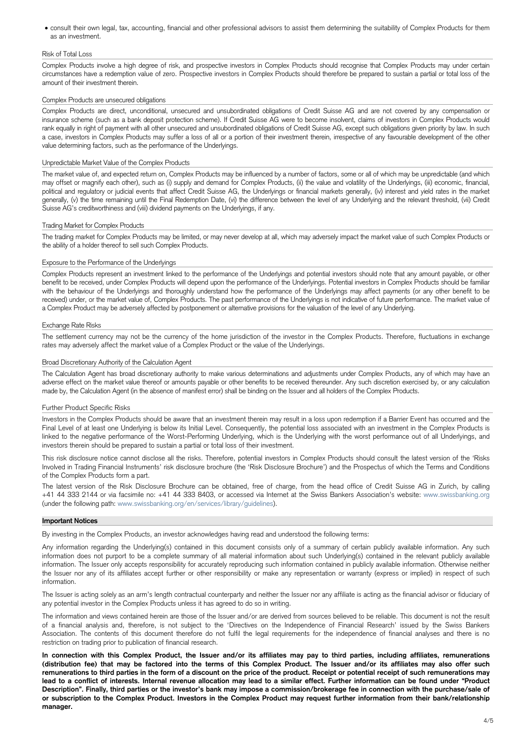- consult their own legal, tax, accounting, financial and other professional advisors to assist them determining the suitability of Complex Products for them as an investment.

### Risk of Total Loss

Complex Products involve a high degree of risk, and prospective investors in Complex Products should recognise that Complex Products may under certain circumstances have a redemption value of zero. Prospective investors in Complex Products should therefore be prepared to sustain a partial or total loss of the amount of their investment therein.

### Complex Products are unsecured obligations

Complex Products are direct, unconditional, unsecured and unsubordinated obligations of Credit Suisse AG and are not covered by any compensation or insurance scheme (such as a bank deposit protection scheme). If Credit Suisse AG were to become insolvent, claims of investors in Complex Products would rank equally in right of payment with all other unsecured and unsubordinated obligations of Credit Suisse AG, except such obligations given priority by law. In such a case, investors in Complex Products may suffer a loss of all or a portion of their investment therein, irrespective of any favourable development of the other value determining factors, such as the performance of the Underlyings.

### Unpredictable Market Value of the Complex Products

The market value of, and expected return on, Complex Products may be influenced by a number of factors, some or all of which may be unpredictable (and which may offset or magnify each other), such as (i) supply and demand for Complex Products, (ii) the value and volatility of the Underlyings, (iii) economic, financial, political and regulatory or judicial events that affect Credit Suisse AG, the Underlyings or financial markets generally, (iv) interest and yield rates in the market generally, (v) the time remaining until the Final Redemption Date, (vi) the difference between the level of any Underlying and the relevant threshold, (vii) Credit Suisse AG's creditworthiness and (viii) dividend payments on the Underlyings, if any.

### Trading Market for Complex Products

The trading market for Complex Products may be limited, or may never develop at all, which may adversely impact the market value of such Complex Products or the ability of a holder thereof to sell such Complex Products.

### Exposure to the Performance of the Underlyings

Complex Products represent an investment linked to the performance of the Underlyings and potential investors should note that any amount payable, or other benefit to be received, under Complex Products will depend upon the performance of the Underlyings. Potential investors in Complex Products should be familiar with the behaviour of the Underlyings and thoroughly understand how the performance of the Underlyings may affect payments (or any other benefit to be received) under, or the market value of, Complex Products. The past performance of the Underlyings is not indicative of future performance. The market value of a Complex Product may be adversely affected by postponement or alternative provisions for the valuation of the level of any Underlying.

### Exchange Rate Risks

The settlement currency may not be the currency of the home jurisdiction of the investor in the Complex Products. Therefore, fluctuations in exchange rates may adversely affect the market value of a Complex Product or the value of the Underlyings.

### Broad Discretionary Authority of the Calculation Agent

The Calculation Agent has broad discretionary authority to make various determinations and adjustments under Complex Products, any of which may have an adverse effect on the market value thereof or amounts payable or other benefits to be received thereunder. Any such discretion exercised by, or any calculation made by, the Calculation Agent (in the absence of manifest error) shall be binding on the Issuer and all holders of the Complex Products.

### Further Product Specific Risks

Investors in the Complex Products should be aware that an investment therein may result in a loss upon redemption if a Barrier Event has occurred and the Final Level of at least one Underlying is below its Initial Level. Consequently, the potential loss associated with an investment in the Complex Products is linked to the negative performance of the Worst-Performing Underlying, which is the Underlying with the worst performance out of all Underlyings, and investors therein should be prepared to sustain a partial or total loss of their investment.

This risk disclosure notice cannot disclose all the risks. Therefore, potential investors in Complex Products should consult the latest version of the 'Risks Involved in Trading Financial Instruments' risk disclosure brochure (the 'Risk Disclosure Brochure') and the Prospectus of which the Terms and Conditions of the Complex Products form a part.

The latest version of the Risk Disclosure Brochure can be obtained, free of charge, from the head office of Credit Suisse AG in Zurich, by calling +41 44 333 2144 or via facsimile no: +41 44 333 8403, or accessed via Internet at the Swiss Bankers Association's website: www.swissbanking.org (under the following path: www.swissbanking.org/en/services/library/guidelines).

## Important Notices

By investing in the Complex Products, an investor acknowledges having read and understood the following terms:

Any information regarding the Underlying(s) contained in this document consists only of a summary of certain publicly available information. Any such information does not purport to be a complete summary of all material information about such Underlying(s) contained in the relevant publicly available information. The Issuer only accepts responsibility for accurately reproducing such information contained in publicly available information. Otherwise neither the Issuer nor any of its affiliates accept further or other responsibility or make any representation or warranty (express or implied) in respect of such information.

The Issuer is acting solely as an arm's length contractual counterparty and neither the Issuer nor any affiliate is acting as the financial advisor or fiduciary of any potential investor in the Complex Products unless it has agreed to do so in writing.

The information and views contained herein are those of the Issuer and/or are derived from sources believed to be reliable. This document is not the result of a financial analysis and, therefore, is not subject to the 'Directives on the Independence of Financial Research' issued by the Swiss Bankers Association. The contents of this document therefore do not fulfil the legal requirements for the independence of financial analyses and there is no restriction on trading prior to publication of financial research.

**In connection with this Complex Product, the Issuer and/or its affiliates may pay to third parties, including affiliates, remunerations (distribution fee) that may be factored into the terms of this Complex Product. The Issuer and/or its affiliates may also offer such remunerations to third parties in the form of a discount on the price of the product. Receipt or potential receipt of such remunerations may lead to a conflict of interests. Internal revenue allocation may lead to a similar effect. Further information can be found under "Product Description". Finally, third parties or the investor's bank may impose a commission/brokerage fee in connection with the purchase/sale of or subscription to the Complex Product. Investors in the Complex Product may request further information from their bank/relationship manager.**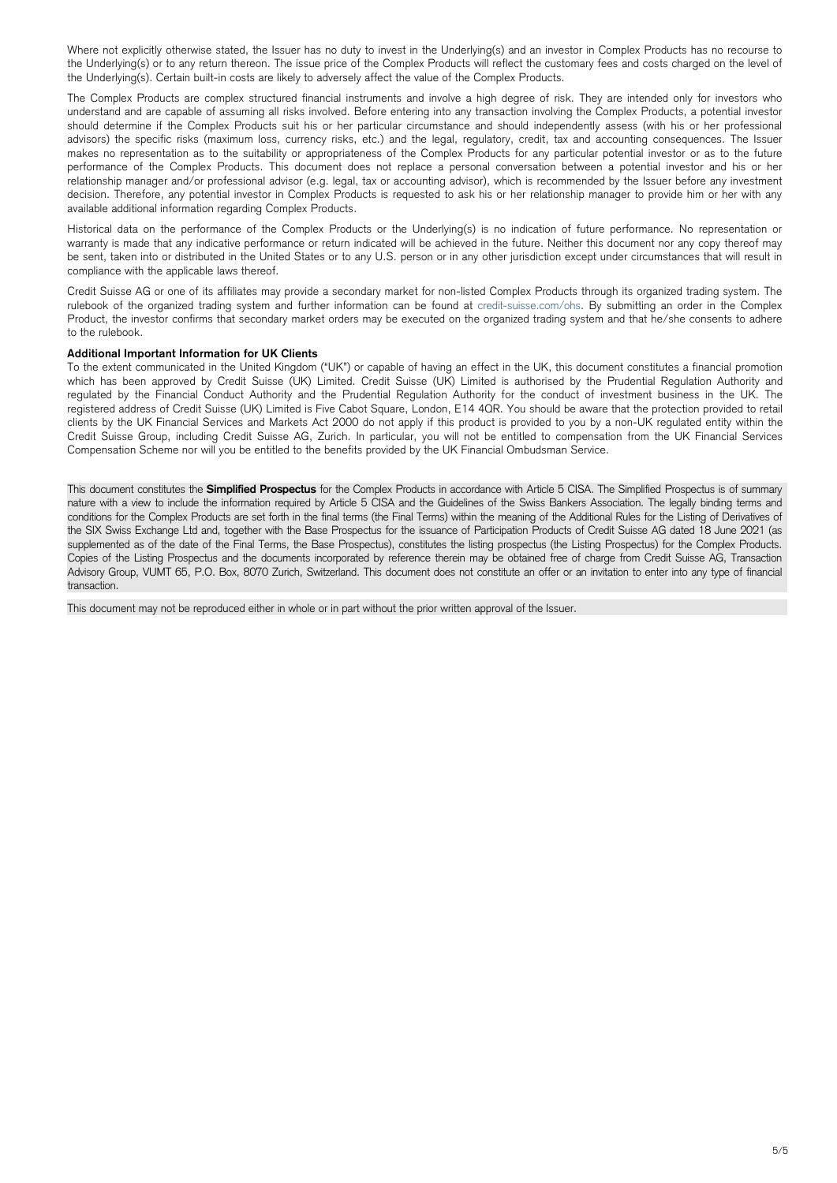Where not explicitly otherwise stated, the Issuer has no duty to invest in the Underlying(s) and an investor in Complex Products has no recourse to the Underlying(s) or to any return thereon. The issue price of the Complex Products will reflect the customary fees and costs charged on the level of the Underlying(s). Certain built-in costs are likely to adversely affect the value of the Complex Products.

The Complex Products are complex structured financial instruments and involve a high degree of risk. They are intended only for investors who understand and are capable of assuming all risks involved. Before entering into any transaction involving the Complex Products, a potential investor should determine if the Complex Products suit his or her particular circumstance and should independently assess (with his or her professional advisors) the specific risks (maximum loss, currency risks, etc.) and the legal, regulatory, credit, tax and accounting consequences. The Issuer makes no representation as to the suitability or appropriateness of the Complex Products for any particular potential investor or as to the future performance of the Complex Products. This document does not replace a personal conversation between a potential investor and his or her relationship manager and/or professional advisor (e.g. legal, tax or accounting advisor), which is recommended by the Issuer before any investment decision. Therefore, any potential investor in Complex Products is requested to ask his or her relationship manager to provide him or her with any available additional information regarding Complex Products.

Historical data on the performance of the Complex Products or the Underlying(s) is no indication of future performance. No representation or warranty is made that any indicative performance or return indicated will be achieved in the future. Neither this document nor any copy thereof may be sent, taken into or distributed in the United States or to any U.S. person or in any other jurisdiction except under circumstances that will result in compliance with the applicable laws thereof.

Credit Suisse AG or one of its affiliates may provide a secondary market for non-listed Complex Products through its organized trading system. The rulebook of the organized trading system and further information can be found at credit-suisse.com/ohs. By submitting an order in the Complex Product, the investor confirms that secondary market orders may be executed on the organized trading system and that he/she consents to adhere to the rulebook.

**Additional Important Information for UK Clients**

To the extent communicated in the United Kingdom ("UK") or capable of having an effect in the UK, this document constitutes a financial promotion which has been approved by Credit Suisse (UK) Limited. Credit Suisse (UK) Limited is authorised by the Prudential Regulation Authority and regulated by the Financial Conduct Authority and the Prudential Regulation Authority for the conduct of investment business in the UK. The registered address of Credit Suisse (UK) Limited is Five Cabot Square, London, E14 4QR. You should be aware that the protection provided to retail clients by the UK Financial Services and Markets Act 2000 do not apply if this product is provided to you by a non-UK regulated entity within the Credit Suisse Group, including Credit Suisse AG, Zurich. In particular, you will not be entitled to compensation from the UK Financial Services Compensation Scheme nor will you be entitled to the benefits provided by the UK Financial Ombudsman Service.

This document constitutes the **Simplified Prospectus** for the Complex Products in accordance with Article 5 CISA. The Simplified Prospectus is of summary nature with a view to include the information required by Article 5 CISA and the Guidelines of the Swiss Bankers Association. The legally binding terms and conditions for the Complex Products are set forth in the final terms (the Final Terms) within the meaning of the Additional Rules for the Listing of Derivatives of the SIX Swiss Exchange Ltd and, together with the Base Prospectus for the issuance of Participation Products of Credit Suisse AG dated 18 June 2021 (as supplemented as of the date of the Final Terms, the Base Prospectus), constitutes the listing prospectus (the Listing Prospectus) for the Complex Products. Copies of the Listing Prospectus and the documents incorporated by reference therein may be obtained free of charge from Credit Suisse AG, Transaction Advisory Group, VUMT 65, P.O. Box, 8070 Zurich, Switzerland. This document does not constitute an offer or an invitation to enter into any type of financial transaction.

This document may not be reproduced either in whole or in part without the prior written approval of the Issuer.